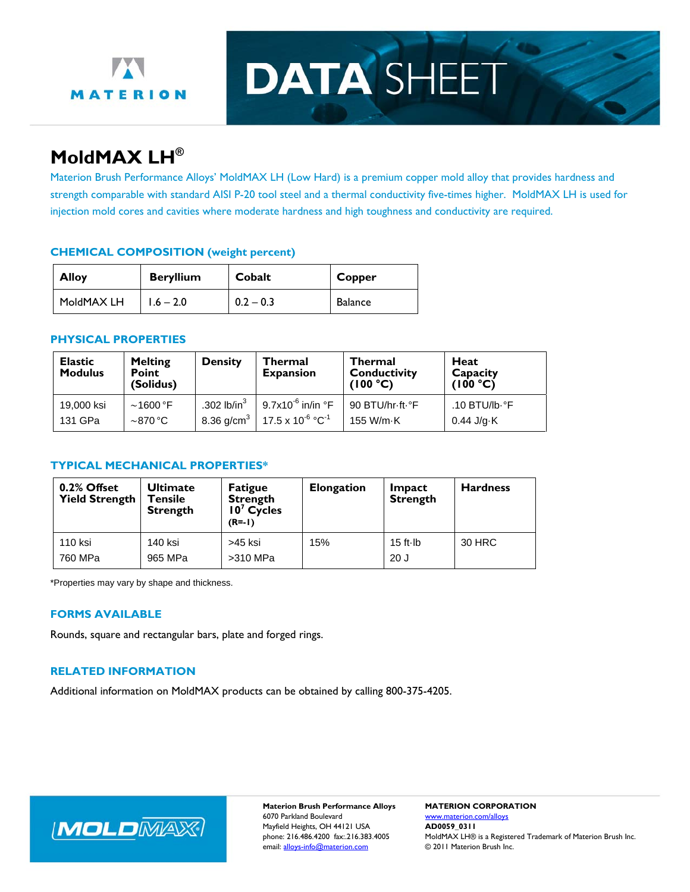MATERION

# DATA SHEET

## MoldMAX LH®

Materion Brush Performance Alloys' MoldMAX LH (Low Hard) is a premium copper mold alloy that provides hardness and strength comparable with standard AISI P-20 tool steel and a thermal conductivity five-times higher. MoldMAX LH is used for injection mold cores and cavities where moderate hardness and high toughness and conductivity are required.

### CHEMICAL COMPOSITION (weight percent)

| Alloy | Beryllium | Cobalt | Copper |
|---|---|---|---|
| MoldMAX LH | 1.6 – 2.0 | 0.2 – 0.3 | Balance |

### PHYSICAL PROPERTIES

| Elastic Modulus | Melting Point (Solidus) | Density | Thermal Expansion | Thermal Conductivity (100 °C) | Heat Capacity (100 °C) |
|---|---|---|---|---|---|
| 19,000 ksi<br>131 GPa | ~1600 °F<br>~870 °C | .302 lb/in$^3$<br>8.36 g/cm$^3$ | 9.7x10$^{-6}$ in/in °F<br>17.5 x 10$^{-6}$ °C$^{-1}$ | 90 BTU/hr·ft·°F<br>155 W/m·K | .10 BTU/lb·°F<br>0.44 J/g·K |

### TYPICAL MECHANICAL PROPERTIES*

| 0.2% Offset Yield Strength | Ultimate Tensile Strength | Fatigue Strength $10^7$ Cycles (R=-1) | Elongation | Impact Strength | Hardness |
|---|---|---|---|---|---|
| 110 ksi<br>760 MPa | 140 ksi<br>965 MPa | >45 ksi<br>>310 MPa | 15% | 15 ft·lb<br>20 J | 30 HRC |

*Properties may vary by shape and thickness.

### FORMS AVAILABLE

Rounds, square and rectangular bars, plate and forged rings.

### RELATED INFORMATION

Additional information on MoldMAX products can be obtained by calling 800-375-4205.

MOLDMAX

**Materion Brush Performance Alloys**
6070 Parkland Boulevard
Mayfield Heights, OH 44121 USA
phone: 216.486.4200 fax:.216.383.4005
email: alloys-info@materion.com

**MATERION CORPORATION**
www.materion.com/alloys
**AD0059_0311**
MoldMAX LH® is a Registered Trademark of Materion Brush Inc.
© 2011 Materion Brush Inc.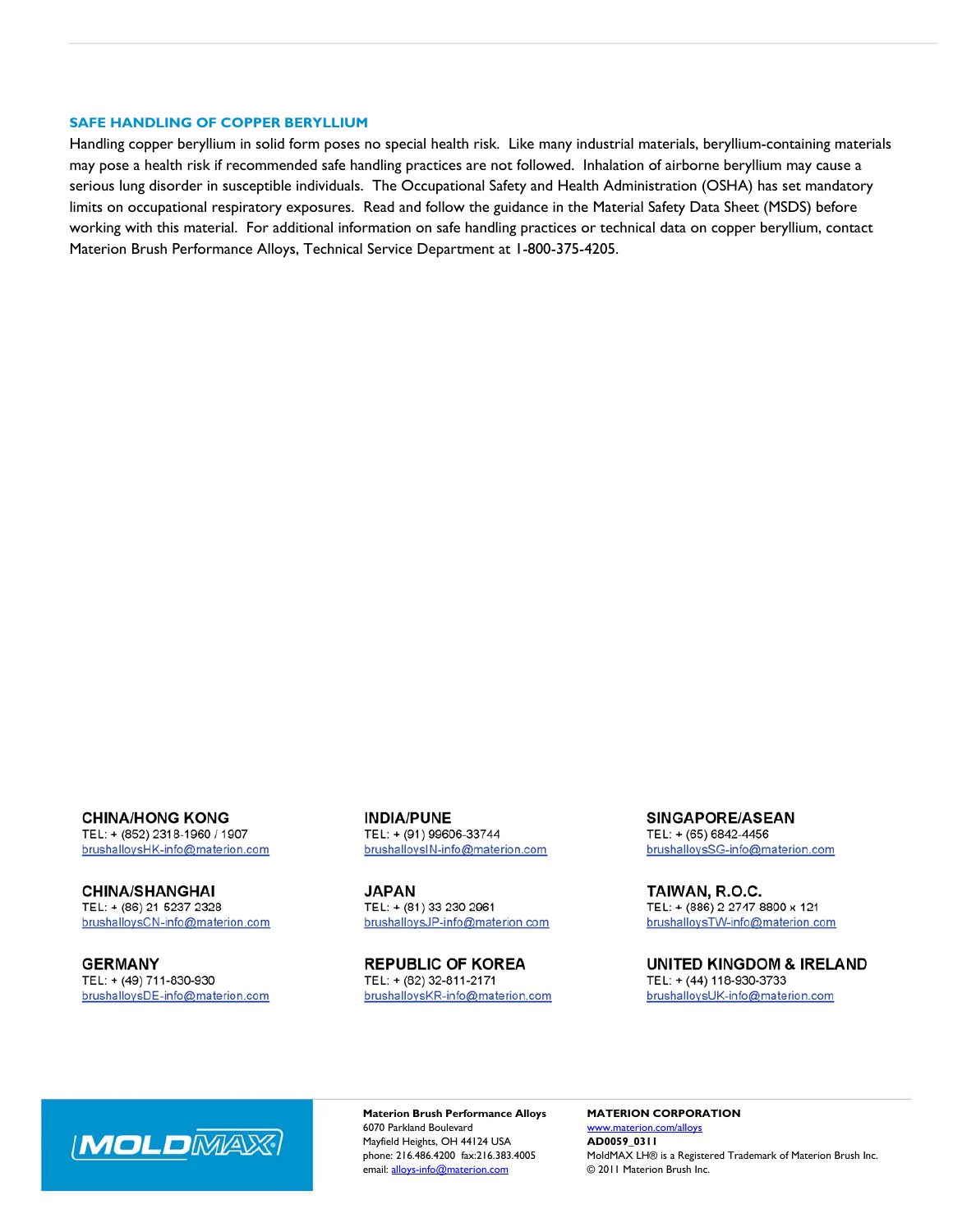## SAFE HANDLING OF COPPER BERYLLIUM

Handling copper beryllium in solid form poses no special health risk. Like many industrial materials, beryllium-containing materials may pose a health risk if recommended safe handling practices are not followed. Inhalation of airborne beryllium may cause a serious lung disorder in susceptible individuals. The Occupational Safety and Health Administration (OSHA) has set mandatory limits on occupational respiratory exposures. Read and follow the guidance in the Material Safety Data Sheet (MSDS) before working with this material. For additional information on safe handling practices or technical data on copper beryllium, contact Materion Brush Performance Alloys, Technical Service Department at 1-800-375-4205.

**CHINA/HONG KONG**
TEL: + (852) 2318-1960 / 1907
brushalloysHK-info@materion.com

**CHINA/SHANGHAI**
TEL: + (86) 21 5237 2328
brushalloysCN-info@materion.com

**GERMANY**
TEL: + (49) 711-830-930
brushalloysDE-info@materion.com

**INDIA/PUNE**
TEL: + (91) 99606-33744
brushalloysIN-info@materion.com

**JAPAN**
TEL: + (81) 33 230 2061
brushalloysJP-info@materion.com

**REPUBLIC OF KOREA**
TEL: + (82) 32-811-2171
brushalloysKR-info@materion.com

**SINGAPORE/ASEAN**
TEL: + (65) 6842-4456
brushalloysSG-info@materion.com

**TAIWAN, R.O.C.**
TEL: + (886) 2 2747 8800 x 121
brushalloysTW-info@materion.com

**UNITED KINGDOM & IRELAND**
TEL: + (44) 118-930-3733
brushalloysUK-info@materion.com

MOLDMAX

**Materion Brush Performance Alloys**
6070 Parkland Boulevard
Mayfield Heights, OH 44124 USA
phone: 216.486.4200 fax:216.383.4005
email: alloys-info@materion.com

**MATERION CORPORATION**
www.materion.com/alloys
**AD0059_0311**
MoldMAX LH® is a Registered Trademark of Materion Brush Inc.
© 2011 Materion Brush Inc.